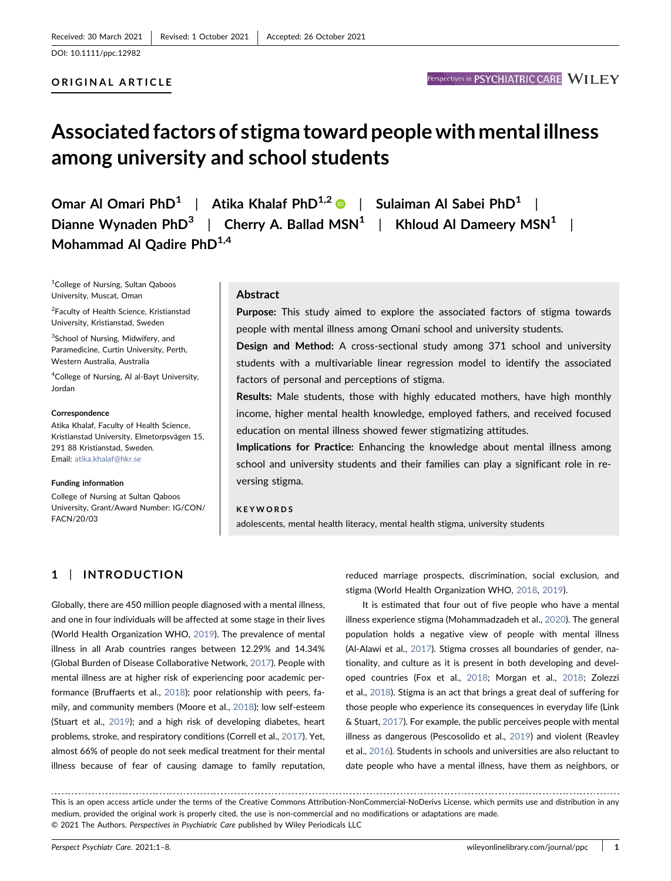Received: 30 March 2021 | Revised: 1 October 2021 | Accepted: 26 October 2021

DOI: 10.1111/ppc.12982

**ORIGINAL ARTICLE**

# Associated factors of stigma toward people with mental illness among university and school students

**Omar Al Omari PhD[1] | Atika Khalaf PhD[1,2] | Sulaiman Al Sabei PhD[1] | Dianne Wynaden PhD[3] | Cherry A. Ballad MSN[1] | Khloud Al Dameery MSN[1] | Mohammad Al Qadire PhD[1,4]**

[1]College of Nursing, Sultan Qaboos University, Muscat, Oman

[2]Faculty of Health Science, Kristianstad University, Kristianstad, Sweden

[3]School of Nursing, Midwifery, and Paramedicine, Curtin University, Perth, Western Australia, Australia

[4]College of Nursing, Al al-Bayt University, Jordan

**Correspondence**

Atika Khalaf, Faculty of Health Science, Kristianstad University, Elmetorpsvägen 15, 291 88 Kristianstad, Sweden.
Email: atika.khalaf@hkr.se

**Funding information**

College of Nursing at Sultan Qaboos University, Grant/Award Number: IG/CON/FACN/20/03

## Abstract

**Purpose:** This study aimed to explore the associated factors of stigma towards people with mental illness among Omani school and university students.

**Design and Method:** A cross-sectional study among 371 school and university students with a multivariable linear regression model to identify the associated factors of personal and perceptions of stigma.

**Results:** Male students, those with highly educated mothers, have high monthly income, higher mental health knowledge, employed fathers, and received focused education on mental illness showed fewer stigmatizing attitudes.

**Implications for Practice:** Enhancing the knowledge about mental illness among school and university students and their families can play a significant role in reversing stigma.

**KEYWORDS**

adolescents, mental health literacy, mental health stigma, university students

## 1 | INTRODUCTION

Globally, there are 450 million people diagnosed with a mental illness, and one in four individuals will be affected at some stage in their lives (World Health Organization WHO, 2019). The prevalence of mental illness in all Arab countries ranges between 12.29% and 14.34% (Global Burden of Disease Collaborative Network, 2017). People with mental illness are at higher risk of experiencing poor academic performance (Bruffaerts et al., 2018); poor relationship with peers, family, and community members (Moore et al., 2018); low self-esteem (Stuart et al., 2019); and a high risk of developing diabetes, heart problems, stroke, and respiratory conditions (Correll et al., 2017). Yet, almost 66% of people do not seek medical treatment for their mental illness because of fear of causing damage to family reputation, reduced marriage prospects, discrimination, social exclusion, and stigma (World Health Organization WHO, 2018, 2019).

It is estimated that four out of five people who have a mental illness experience stigma (Mohammadzadeh et al., 2020). The general population holds a negative view of people with mental illness (Al-Alawi et al., 2017). Stigma crosses all boundaries of gender, nationality, and culture as it is present in both developing and developed countries (Fox et al., 2018; Morgan et al., 2018; Zolezzi et al., 2018). Stigma is an act that brings a great deal of suffering for those people who experience its consequences in everyday life (Link & Stuart, 2017). For example, the public perceives people with mental illness as dangerous (Pescosolido et al., 2019) and violent (Reavley et al., 2016). Students in schools and universities are also reluctant to date people who have a mental illness, have them as neighbors, or

This is an open access article under the terms of the Creative Commons Attribution-NonCommercial-NoDerivs License, which permits use and distribution in any medium, provided the original work is properly cited, the use is non-commercial and no modifications or adaptations are made.
© 2021 The Authors. *Perspectives in Psychiatric Care* published by Wiley Periodicals LLC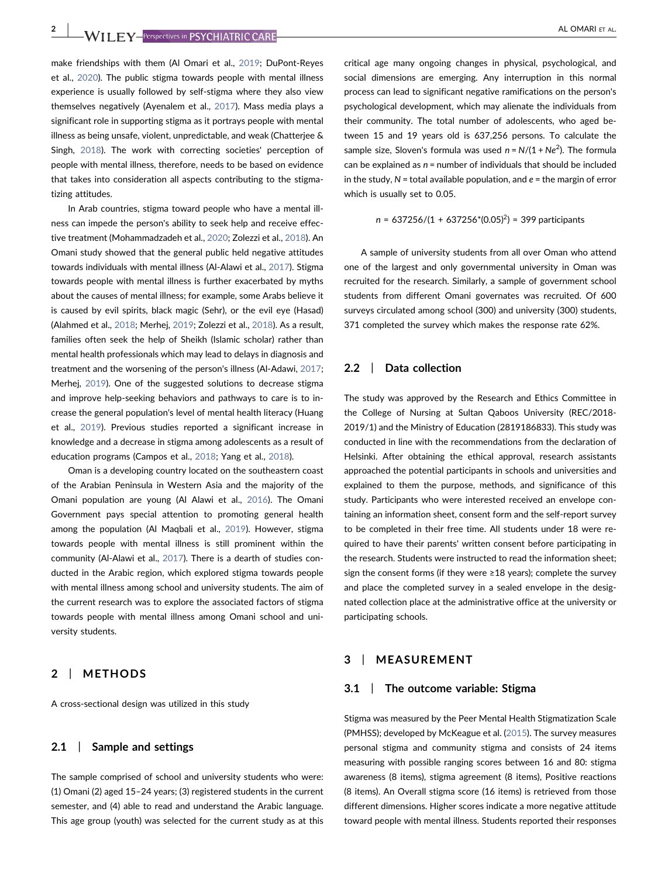make friendships with them (Al Omari et al., 2019; DuPont-Reyes et al., 2020). The public stigma towards people with mental illness experience is usually followed by self-stigma where they also view themselves negatively (Ayenalem et al., 2017). Mass media plays a significant role in supporting stigma as it portrays people with mental illness as being unsafe, violent, unpredictable, and weak (Chatterjee & Singh, 2018). The work with correcting societies' perception of people with mental illness, therefore, needs to be based on evidence that takes into consideration all aspects contributing to the stigmatizing attitudes.

In Arab countries, stigma toward people who have a mental illness can impede the person's ability to seek help and receive effective treatment (Mohammadzadeh et al., 2020; Zolezzi et al., 2018). An Omani study showed that the general public held negative attitudes towards individuals with mental illness (Al-Alawi et al., 2017). Stigma towards people with mental illness is further exacerbated by myths about the causes of mental illness; for example, some Arabs believe it is caused by evil spirits, black magic (Sehr), or the evil eye (Hasad) (Alahmed et al., 2018; Merhej, 2019; Zolezzi et al., 2018). As a result, families often seek the help of Sheikh (Islamic scholar) rather than mental health professionals which may lead to delays in diagnosis and treatment and the worsening of the person's illness (Al-Adawi, 2017; Merhej, 2019). One of the suggested solutions to decrease stigma and improve help-seeking behaviors and pathways to care is to increase the general population's level of mental health literacy (Huang et al., 2019). Previous studies reported a significant increase in knowledge and a decrease in stigma among adolescents as a result of education programs (Campos et al., 2018; Yang et al., 2018).

Oman is a developing country located on the southeastern coast of the Arabian Peninsula in Western Asia and the majority of the Omani population are young (Al Alawi et al., 2016). The Omani Government pays special attention to promoting general health among the population (Al Maqbali et al., 2019). However, stigma towards people with mental illness is still prominent within the community (Al-Alawi et al., 2017). There is a dearth of studies conducted in the Arabic region, which explored stigma towards people with mental illness among school and university students. The aim of the current research was to explore the associated factors of stigma towards people with mental illness among Omani school and university students.

## 2 | METHODS

A cross-sectional design was utilized in this study

### 2.1 | Sample and settings

The sample comprised of school and university students who were: (1) Omani (2) aged 15–24 years; (3) registered students in the current semester, and (4) able to read and understand the Arabic language. This age group (youth) was selected for the current study as at this critical age many ongoing changes in physical, psychological, and social dimensions are emerging. Any interruption in this normal process can lead to significant negative ramifications on the person's psychological development, which may alienate the individuals from their community. The total number of adolescents, who aged between 15 and 19 years old is 637,256 persons. To calculate the sample size, Sloven's formula was used $n = N/(1 + Ne^2)$. The formula can be explained as $n$ = number of individuals that should be included in the study, $N$ = total available population, and $e$ = the margin of error which is usually set to 0.05.

$$n = 637256/(1 + 637256{*}(0.05)^2) = 399 \text{ participants}$$

A sample of university students from all over Oman who attend one of the largest and only governmental university in Oman was recruited for the research. Similarly, a sample of government school students from different Omani governates was recruited. Of 600 surveys circulated among school (300) and university (300) students, 371 completed the survey which makes the response rate 62%.

### 2.2 | Data collection

The study was approved by the Research and Ethics Committee in the College of Nursing at Sultan Qaboos University (REC/2018-2019/1) and the Ministry of Education (2819186833). This study was conducted in line with the recommendations from the declaration of Helsinki. After obtaining the ethical approval, research assistants approached the potential participants in schools and universities and explained to them the purpose, methods, and significance of this study. Participants who were interested received an envelope containing an information sheet, consent form and the self-report survey to be completed in their free time. All students under 18 were required to have their parents' written consent before participating in the research. Students were instructed to read the information sheet; sign the consent forms (if they were ≥18 years); complete the survey and place the completed survey in a sealed envelope in the designated collection place at the administrative office at the university or participating schools.

## 3 | MEASUREMENT

### 3.1 | The outcome variable: Stigma

Stigma was measured by the Peer Mental Health Stigmatization Scale (PMHSS); developed by McKeague et al. (2015). The survey measures personal stigma and community stigma and consists of 24 items measuring with possible ranging scores between 16 and 80: stigma awareness (8 items), stigma agreement (8 items), Positive reactions (8 items). An Overall stigma score (16 items) is retrieved from those different dimensions. Higher scores indicate a more negative attitude toward people with mental illness. Students reported their responses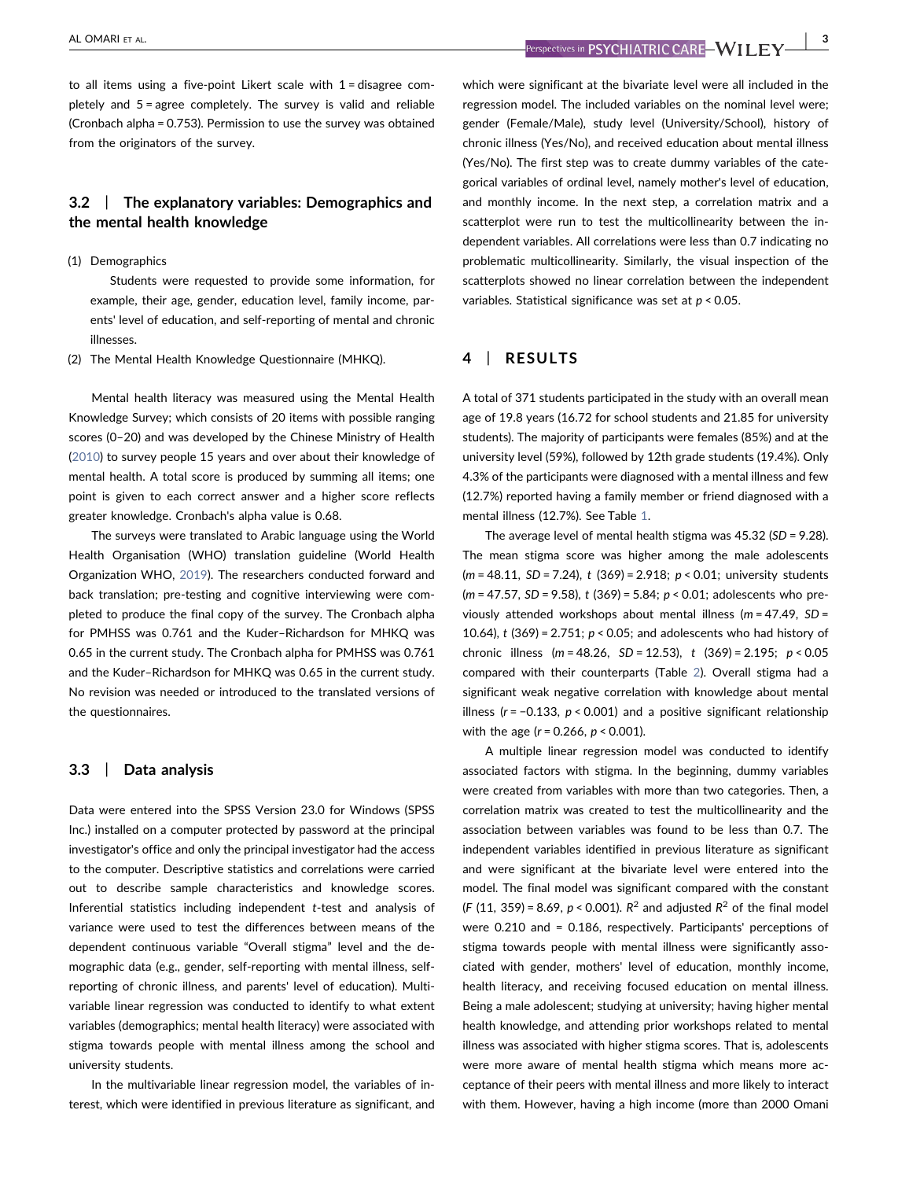to all items using a five-point Likert scale with 1 = disagree completely and 5 = agree completely. The survey is valid and reliable (Cronbach alpha = 0.753). Permission to use the survey was obtained from the originators of the survey.

### 3.2 | The explanatory variables: Demographics and the mental health knowledge

(1) Demographics

Students were requested to provide some information, for example, their age, gender, education level, family income, parents' level of education, and self-reporting of mental and chronic illnesses.

(2) The Mental Health Knowledge Questionnaire (MHKQ).

Mental health literacy was measured using the Mental Health Knowledge Survey; which consists of 20 items with possible ranging scores (0–20) and was developed by the Chinese Ministry of Health (2010) to survey people 15 years and over about their knowledge of mental health. A total score is produced by summing all items; one point is given to each correct answer and a higher score reflects greater knowledge. Cronbach's alpha value is 0.68.

The surveys were translated to Arabic language using the World Health Organisation (WHO) translation guideline (World Health Organization WHO, 2019). The researchers conducted forward and back translation; pre-testing and cognitive interviewing were completed to produce the final copy of the survey. The Cronbach alpha for PMHSS was 0.761 and the Kuder–Richardson for MHKQ was 0.65 in the current study. The Cronbach alpha for PMHSS was 0.761 and the Kuder–Richardson for MHKQ was 0.65 in the current study. No revision was needed or introduced to the translated versions of the questionnaires.

### 3.3 | Data analysis

Data were entered into the SPSS Version 23.0 for Windows (SPSS Inc.) installed on a computer protected by password at the principal investigator's office and only the principal investigator had the access to the computer. Descriptive statistics and correlations were carried out to describe sample characteristics and knowledge scores. Inferential statistics including independent *t*-test and analysis of variance were used to test the differences between means of the dependent continuous variable "Overall stigma" level and the demographic data (e.g., gender, self-reporting with mental illness, self-reporting of chronic illness, and parents' level of education). Multivariable linear regression was conducted to identify to what extent variables (demographics; mental health literacy) were associated with stigma towards people with mental illness among the school and university students.

In the multivariable linear regression model, the variables of interest, which were identified in previous literature as significant, and which were significant at the bivariate level were all included in the regression model. The included variables on the nominal level were; gender (Female/Male), study level (University/School), history of chronic illness (Yes/No), and received education about mental illness (Yes/No). The first step was to create dummy variables of the categorical variables of ordinal level, namely mother's level of education, and monthly income. In the next step, a correlation matrix and a scatterplot were run to test the multicollinearity between the independent variables. All correlations were less than 0.7 indicating no problematic multicollinearity. Similarly, the visual inspection of the scatterplots showed no linear correlation between the independent variables. Statistical significance was set at $p < 0.05$.

## 4 | RESULTS

A total of 371 students participated in the study with an overall mean age of 19.8 years (16.72 for school students and 21.85 for university students). The majority of participants were females (85%) and at the university level (59%), followed by 12th grade students (19.4%). Only 4.3% of the participants were diagnosed with a mental illness and few (12.7%) reported having a family member or friend diagnosed with a mental illness (12.7%). See Table 1.

The average level of mental health stigma was 45.32 ($SD$ = 9.28). The mean stigma score was higher among the male adolescents ($m$ = 48.11, $SD$ = 7.24), $t$ (369) = 2.918; $p < 0.01$; university students ($m$ = 47.57, $SD$ = 9.58), $t$ (369) = 5.84; $p < 0.01$; adolescents who previously attended workshops about mental illness ($m$ = 47.49, $SD$ = 10.64), $t$ (369) = 2.751; $p < 0.05$; and adolescents who had history of chronic illness ($m$ = 48.26, $SD$ = 12.53), $t$ (369) = 2.195; $p < 0.05$ compared with their counterparts (Table 2). Overall stigma had a significant weak negative correlation with knowledge about mental illness ($r = -0.133$, $p < 0.001$) and a positive significant relationship with the age ($r = 0.266$, $p < 0.001$).

A multiple linear regression model was conducted to identify associated factors with stigma. In the beginning, dummy variables were created from variables with more than two categories. Then, a correlation matrix was created to test the multicollinearity and the association between variables was found to be less than 0.7. The independent variables identified in previous literature as significant and were significant at the bivariate level were entered into the model. The final model was significant compared with the constant ($F$ (11, 359) = 8.69, $p < 0.001$). $R^2$ and adjusted $R^2$ of the final model were 0.210 and = 0.186, respectively. Participants' perceptions of stigma towards people with mental illness were significantly associated with gender, mothers' level of education, monthly income, health literacy, and receiving focused education on mental illness. Being a male adolescent; studying at university; having higher mental health knowledge, and attending prior workshops related to mental illness was associated with higher stigma scores. That is, adolescents were more aware of mental health stigma which means more acceptance of their peers with mental illness and more likely to interact with them. However, having a high income (more than 2000 Omani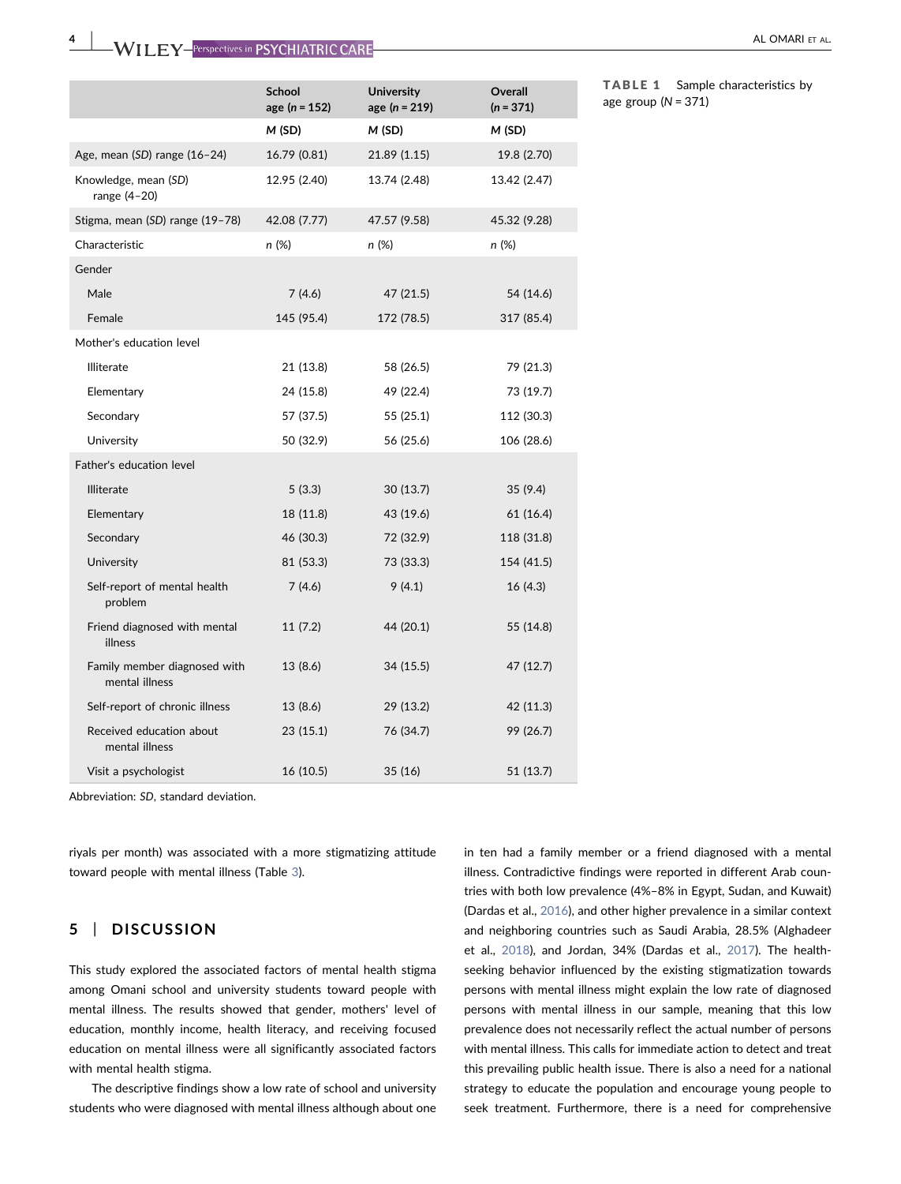**TABLE 1** Sample characteristics by age group (*N* = 371)

| | School age (*n* = 152) | University age (*n* = 219) | Overall (*n* = 371) |
|---|---|---|---|
| | *M* (SD) | *M* (SD) | *M* (SD) |
| Age, mean (*SD*) range (16–24) | 16.79 (0.81) | 21.89 (1.15) | 19.8 (2.70) |
| Knowledge, mean (*SD*) range (4–20) | 12.95 (2.40) | 13.74 (2.48) | 13.42 (2.47) |
| Stigma, mean (*SD*) range (19–78) | 42.08 (7.77) | 47.57 (9.58) | 45.32 (9.28) |
| Characteristic | *n* (%) | *n* (%) | *n* (%) |
| Gender | | | |
| Male | 7 (4.6) | 47 (21.5) | 54 (14.6) |
| Female | 145 (95.4) | 172 (78.5) | 317 (85.4) |
| Mother's education level | | | |
| Illiterate | 21 (13.8) | 58 (26.5) | 79 (21.3) |
| Elementary | 24 (15.8) | 49 (22.4) | 73 (19.7) |
| Secondary | 57 (37.5) | 55 (25.1) | 112 (30.3) |
| University | 50 (32.9) | 56 (25.6) | 106 (28.6) |
| Father's education level | | | |
| Illiterate | 5 (3.3) | 30 (13.7) | 35 (9.4) |
| Elementary | 18 (11.8) | 43 (19.6) | 61 (16.4) |
| Secondary | 46 (30.3) | 72 (32.9) | 118 (31.8) |
| University | 81 (53.3) | 73 (33.3) | 154 (41.5) |
| Self-report of mental health problem | 7 (4.6) | 9 (4.1) | 16 (4.3) |
| Friend diagnosed with mental illness | 11 (7.2) | 44 (20.1) | 55 (14.8) |
| Family member diagnosed with mental illness | 13 (8.6) | 34 (15.5) | 47 (12.7) |
| Self-report of chronic illness | 13 (8.6) | 29 (13.2) | 42 (11.3) |
| Received education about mental illness | 23 (15.1) | 76 (34.7) | 99 (26.7) |
| Visit a psychologist | 16 (10.5) | 35 (16) | 51 (13.7) |

Abbreviation: *SD*, standard deviation.

riyals per month) was associated with a more stigmatizing attitude toward people with mental illness (Table 3).

## 5 | DISCUSSION

This study explored the associated factors of mental health stigma among Omani school and university students toward people with mental illness. The results showed that gender, mothers' level of education, monthly income, health literacy, and receiving focused education on mental illness were all significantly associated factors with mental health stigma.

The descriptive findings show a low rate of school and university students who were diagnosed with mental illness although about one in ten had a family member or a friend diagnosed with a mental illness. Contradictive findings were reported in different Arab countries with both low prevalence (4%–8% in Egypt, Sudan, and Kuwait) (Dardas et al., 2016), and other higher prevalence in a similar context and neighboring countries such as Saudi Arabia, 28.5% (Alghadeer et al., 2018), and Jordan, 34% (Dardas et al., 2017). The health-seeking behavior influenced by the existing stigmatization towards persons with mental illness might explain the low rate of diagnosed persons with mental illness in our sample, meaning that this low prevalence does not necessarily reflect the actual number of persons with mental illness. This calls for immediate action to detect and treat this prevailing public health issue. There is also a need for a national strategy to educate the population and encourage young people to seek treatment. Furthermore, there is a need for comprehensive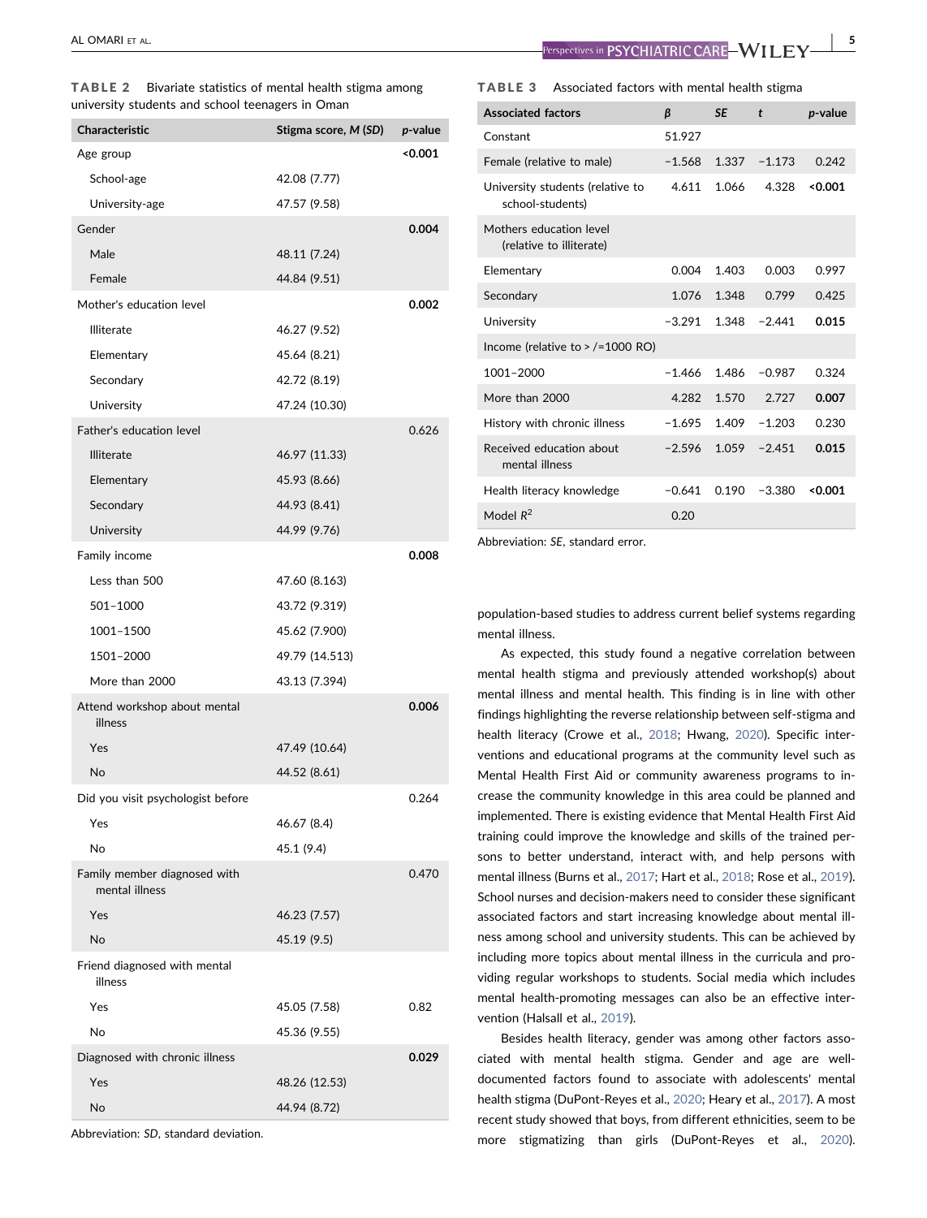**TABLE 2** Bivariate statistics of mental health stigma among university students and school teenagers in Oman

| Characteristic | Stigma score, *M* (*SD*) | *p*-value |
|---|---|---|
| Age group | | **<0.001** |
| School-age | 42.08 (7.77) | |
| University-age | 47.57 (9.58) | |
| Gender | | **0.004** |
| Male | 48.11 (7.24) | |
| Female | 44.84 (9.51) | |
| Mother's education level | | **0.002** |
| Illiterate | 46.27 (9.52) | |
| Elementary | 45.64 (8.21) | |
| Secondary | 42.72 (8.19) | |
| University | 47.24 (10.30) | |
| Father's education level | | 0.626 |
| Illiterate | 46.97 (11.33) | |
| Elementary | 45.93 (8.66) | |
| Secondary | 44.93 (8.41) | |
| University | 44.99 (9.76) | |
| Family income | | **0.008** |
| Less than 500 | 47.60 (8.163) | |
| 501–1000 | 43.72 (9.319) | |
| 1001–1500 | 45.62 (7.900) | |
| 1501–2000 | 49.79 (14.513) | |
| More than 2000 | 43.13 (7.394) | |
| Attend workshop about mental illness | | **0.006** |
| Yes | 47.49 (10.64) | |
| No | 44.52 (8.61) | |
| Did you visit psychologist before | | 0.264 |
| Yes | 46.67 (8.4) | |
| No | 45.1 (9.4) | |
| Family member diagnosed with mental illness | | 0.470 |
| Yes | 46.23 (7.57) | |
| No | 45.19 (9.5) | |
| Friend diagnosed with mental illness | | |
| Yes | 45.05 (7.58) | 0.82 |
| No | 45.36 (9.55) | |
| Diagnosed with chronic illness | | **0.029** |
| Yes | 48.26 (12.53) | |
| No | 44.94 (8.72) | |

Abbreviation: *SD*, standard deviation.

**TABLE 3** Associated factors with mental health stigma

| Associated factors | *β* | *SE* | *t* | *p*-value |
|---|---|---|---|---|
| Constant | 51.927 | | | |
| Female (relative to male) | −1.568 | 1.337 | −1.173 | 0.242 |
| University students (relative to school-students) | 4.611 | 1.066 | 4.328 | **<0.001** |
| Mothers education level (relative to illiterate) | | | | |
| Elementary | 0.004 | 1.403 | 0.003 | 0.997 |
| Secondary | 1.076 | 1.348 | 0.799 | 0.425 |
| University | −3.291 | 1.348 | −2.441 | **0.015** |
| Income (relative to > /=1000 RO) | | | | |
| 1001–2000 | −1.466 | 1.486 | −0.987 | 0.324 |
| More than 2000 | 4.282 | 1.570 | 2.727 | **0.007** |
| History with chronic illness | −1.695 | 1.409 | −1.203 | 0.230 |
| Received education about mental illness | −2.596 | 1.059 | −2.451 | **0.015** |
| Health literacy knowledge | −0.641 | 0.190 | −3.380 | **<0.001** |
| Model $R^2$ | 0.20 | | | |

Abbreviation: *SE*, standard error.

population-based studies to address current belief systems regarding mental illness.

As expected, this study found a negative correlation between mental health stigma and previously attended workshop(s) about mental illness and mental health. This finding is in line with other findings highlighting the reverse relationship between self-stigma and health literacy (Crowe et al., 2018; Hwang, 2020). Specific interventions and educational programs at the community level such as Mental Health First Aid or community awareness programs to increase the community knowledge in this area could be planned and implemented. There is existing evidence that Mental Health First Aid training could improve the knowledge and skills of the trained persons to better understand, interact with, and help persons with mental illness (Burns et al., 2017; Hart et al., 2018; Rose et al., 2019). School nurses and decision-makers need to consider these significant associated factors and start increasing knowledge about mental illness among school and university students. This can be achieved by including more topics about mental illness in the curricula and providing regular workshops to students. Social media which includes mental health-promoting messages can also be an effective intervention (Halsall et al., 2019).

Besides health literacy, gender was among other factors associated with mental health stigma. Gender and age are well-documented factors found to associate with adolescents' mental health stigma (DuPont-Reyes et al., 2020; Heary et al., 2017). A most recent study showed that boys, from different ethnicities, seem to be more stigmatizing than girls (DuPont-Reyes et al., 2020).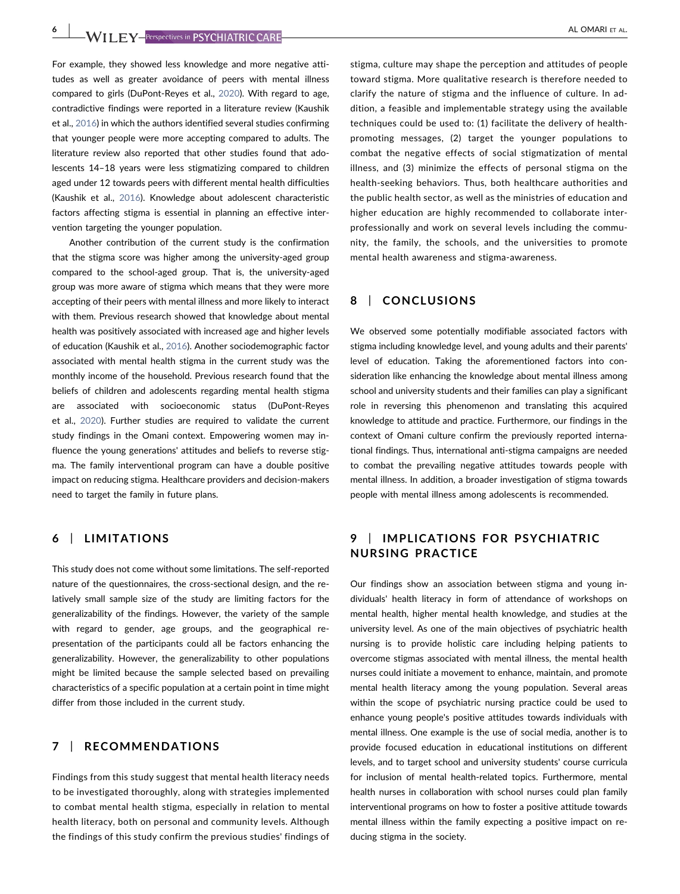For example, they showed less knowledge and more negative attitudes as well as greater avoidance of peers with mental illness compared to girls (DuPont-Reyes et al., 2020). With regard to age, contradictive findings were reported in a literature review (Kaushik et al., 2016) in which the authors identified several studies confirming that younger people were more accepting compared to adults. The literature review also reported that other studies found that adolescents 14–18 years were less stigmatizing compared to children aged under 12 towards peers with different mental health difficulties (Kaushik et al., 2016). Knowledge about adolescent characteristic factors affecting stigma is essential in planning an effective intervention targeting the younger population.

Another contribution of the current study is the confirmation that the stigma score was higher among the university-aged group compared to the school-aged group. That is, the university-aged group was more aware of stigma which means that they were more accepting of their peers with mental illness and more likely to interact with them. Previous research showed that knowledge about mental health was positively associated with increased age and higher levels of education (Kaushik et al., 2016). Another sociodemographic factor associated with mental health stigma in the current study was the monthly income of the household. Previous research found that the beliefs of children and adolescents regarding mental health stigma are associated with socioeconomic status (DuPont-Reyes et al., 2020). Further studies are required to validate the current study findings in the Omani context. Empowering women may influence the young generations' attitudes and beliefs to reverse stigma. The family interventional program can have a double positive impact on reducing stigma. Healthcare providers and decision-makers need to target the family in future plans.

## 6 | LIMITATIONS

This study does not come without some limitations. The self-reported nature of the questionnaires, the cross-sectional design, and the relatively small sample size of the study are limiting factors for the generalizability of the findings. However, the variety of the sample with regard to gender, age groups, and the geographical representation of the participants could all be factors enhancing the generalizability. However, the generalizability to other populations might be limited because the sample selected based on prevailing characteristics of a specific population at a certain point in time might differ from those included in the current study.

## 7 | RECOMMENDATIONS

Findings from this study suggest that mental health literacy needs to be investigated thoroughly, along with strategies implemented to combat mental health stigma, especially in relation to mental health literacy, both on personal and community levels. Although the findings of this study confirm the previous studies' findings of stigma, culture may shape the perception and attitudes of people toward stigma. More qualitative research is therefore needed to clarify the nature of stigma and the influence of culture. In addition, a feasible and implementable strategy using the available techniques could be used to: (1) facilitate the delivery of health-promoting messages, (2) target the younger populations to combat the negative effects of social stigmatization of mental illness, and (3) minimize the effects of personal stigma on the health-seeking behaviors. Thus, both healthcare authorities and the public health sector, as well as the ministries of education and higher education are highly recommended to collaborate interprofessionally and work on several levels including the community, the family, the schools, and the universities to promote mental health awareness and stigma-awareness.

## 8 | CONCLUSIONS

We observed some potentially modifiable associated factors with stigma including knowledge level, and young adults and their parents' level of education. Taking the aforementioned factors into consideration like enhancing the knowledge about mental illness among school and university students and their families can play a significant role in reversing this phenomenon and translating this acquired knowledge to attitude and practice. Furthermore, our findings in the context of Omani culture confirm the previously reported international findings. Thus, international anti-stigma campaigns are needed to combat the prevailing negative attitudes towards people with mental illness. In addition, a broader investigation of stigma towards people with mental illness among adolescents is recommended.

## 9 | IMPLICATIONS FOR PSYCHIATRIC NURSING PRACTICE

Our findings show an association between stigma and young individuals' health literacy in form of attendance of workshops on mental health, higher mental health knowledge, and studies at the university level. As one of the main objectives of psychiatric health nursing is to provide holistic care including helping patients to overcome stigmas associated with mental illness, the mental health nurses could initiate a movement to enhance, maintain, and promote mental health literacy among the young population. Several areas within the scope of psychiatric nursing practice could be used to enhance young people's positive attitudes towards individuals with mental illness. One example is the use of social media, another is to provide focused education in educational institutions on different levels, and to target school and university students' course curricula for inclusion of mental health-related topics. Furthermore, mental health nurses in collaboration with school nurses could plan family interventional programs on how to foster a positive attitude towards mental illness within the family expecting a positive impact on reducing stigma in the society.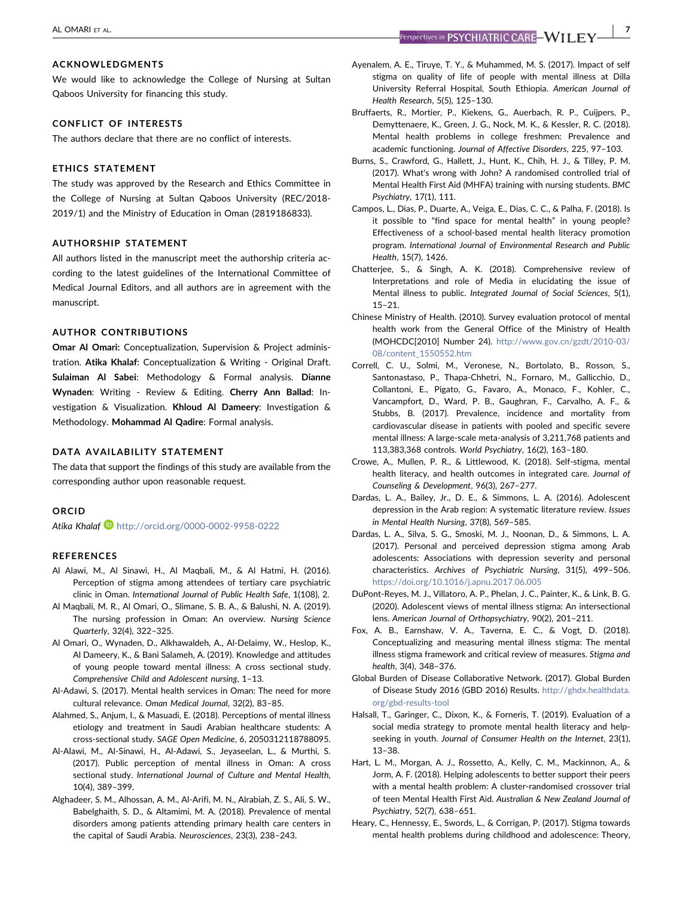## ACKNOWLEDGMENTS

We would like to acknowledge the College of Nursing at Sultan Qaboos University for financing this study.

## CONFLICT OF INTERESTS

The authors declare that there are no conflict of interests.

## ETHICS STATEMENT

The study was approved by the Research and Ethics Committee in the College of Nursing at Sultan Qaboos University (REC/2018-2019/1) and the Ministry of Education in Oman (2819186833).

## AUTHORSHIP STATEMENT

All authors listed in the manuscript meet the authorship criteria according to the latest guidelines of the International Committee of Medical Journal Editors, and all authors are in agreement with the manuscript.

## AUTHOR CONTRIBUTIONS

**Omar Al Omari:** Conceptualization, Supervision & Project administration. **Atika Khalaf**: Conceptualization & Writing - Original Draft. **Sulaiman Al Sabei**: Methodology & Formal analysis. **Dianne Wynaden**: Writing - Review & Editing. **Cherry Ann Ballad**: Investigation & Visualization. **Khloud Al Dameery**: Investigation & Methodology. **Mohammad Al Qadire**: Formal analysis.

## DATA AVAILABILITY STATEMENT

The data that support the findings of this study are available from the corresponding author upon reasonable request.

## ORCID

*Atika Khalaf* http://orcid.org/0000-0002-9958-0222

## REFERENCES

Al Alawi, M., Al Sinawi, H., Al Maqbali, M., & Al Hatmi, H. (2016). Perception of stigma among attendees of tertiary care psychiatric clinic in Oman. *International Journal of Public Health Safe*, 1(108), 2.

Al Maqbali, M. R., Al Omari, O., Slimane, S. B. A., & Balushi, N. A. (2019). The nursing profession in Oman: An overview. *Nursing Science Quarterly*, 32(4), 322–325.

Al Omari, O., Wynaden, D., Alkhawaldeh, A., Al-Delaimy, W., Heslop, K., Al Dameery, K., & Bani Salameh, A. (2019). Knowledge and attitudes of young people toward mental illness: A cross sectional study. *Comprehensive Child and Adolescent nursing*, 1–13.

Al-Adawi, S. (2017). Mental health services in Oman: The need for more cultural relevance. *Oman Medical Journal*, 32(2), 83–85.

Alahmed, S., Anjum, I., & Masuadi, E. (2018). Perceptions of mental illness etiology and treatment in Saudi Arabian healthcare students: A cross-sectional study. *SAGE Open Medicine*, 6, 2050312118788095.

Al-Alawi, M., Al-Sinawi, H., Al-Adawi, S., Jeyaseelan, L., & Murthi, S. (2017). Public perception of mental illness in Oman: A cross sectional study. *International Journal of Culture and Mental Health*, 10(4), 389–399.

Alghadeer, S. M., Alhossan, A. M., Al-Arifi, M. N., Alrabiah, Z. S., Ali, S. W., Babelghaith, S. D., & Altamimi, M. A. (2018). Prevalence of mental disorders among patients attending primary health care centers in the capital of Saudi Arabia. *Neurosciences*, 23(3), 238–243.

Ayenalem, A. E., Tiruye, T. Y., & Muhammed, M. S. (2017). Impact of self stigma on quality of life of people with mental illness at Dilla University Referral Hospital, South Ethiopia. *American Journal of Health Research*, 5(5), 125–130.

Bruffaerts, R., Mortier, P., Kiekens, G., Auerbach, R. P., Cuijpers, P., Demyttenaere, K., Green, J. G., Nock, M. K., & Kessler, R. C. (2018). Mental health problems in college freshmen: Prevalence and academic functioning. *Journal of Affective Disorders*, 225, 97–103.

Burns, S., Crawford, G., Hallett, J., Hunt, K., Chih, H. J., & Tilley, P. M. (2017). What's wrong with John? A randomised controlled trial of Mental Health First Aid (MHFA) training with nursing students. *BMC Psychiatry*, 17(1), 111.

Campos, L., Dias, P., Duarte, A., Veiga, E., Dias, C. C., & Palha, F. (2018). Is it possible to "find space for mental health" in young people? Effectiveness of a school-based mental health literacy promotion program. *International Journal of Environmental Research and Public Health*, 15(7), 1426.

Chatterjee, S., & Singh, A. K. (2018). Comprehensive review of Interpretations and role of Media in elucidating the issue of Mental illness to public. *Integrated Journal of Social Sciences*, 5(1), 15–21.

Chinese Ministry of Health. (2010). Survey evaluation protocol of mental health work from the General Office of the Ministry of Health (MOHCDC[2010] Number 24). http://www.gov.cn/gzdt/2010-03/08/content_1550552.htm

Correll, C. U., Solmi, M., Veronese, N., Bortolato, B., Rosson, S., Santonastaso, P., Thapa-Chhetri, N., Fornaro, M., Gallicchio, D., Collantoni, E., Pigato, G., Favaro, A., Monaco, F., Kohler, C., Vancampfort, D., Ward, P. B., Gaughran, F., Carvalho, A. F., & Stubbs, B. (2017). Prevalence, incidence and mortality from cardiovascular disease in patients with pooled and specific severe mental illness: A large-scale meta-analysis of 3,211,768 patients and 113,383,368 controls. *World Psychiatry*, 16(2), 163–180.

Crowe, A., Mullen, P. R., & Littlewood, K. (2018). Self-stigma, mental health literacy, and health outcomes in integrated care. *Journal of Counseling & Development*, 96(3), 267–277.

Dardas, L. A., Bailey, Jr., D. E., & Simmons, L. A. (2016). Adolescent depression in the Arab region: A systematic literature review. *Issues in Mental Health Nursing*, 37(8), 569–585.

Dardas, L. A., Silva, S. G., Smoski, M. J., Noonan, D., & Simmons, L. A. (2017). Personal and perceived depression stigma among Arab adolescents: Associations with depression severity and personal characteristics. *Archives of Psychiatric Nursing*, 31(5), 499–506. https://doi.org/10.1016/j.apnu.2017.06.005

DuPont-Reyes, M. J., Villatoro, A. P., Phelan, J. C., Painter, K., & Link, B. G. (2020). Adolescent views of mental illness stigma: An intersectional lens. *American Journal of Orthopsychiatry*, 90(2), 201–211.

Fox, A. B., Earnshaw, V. A., Taverna, E. C., & Vogt, D. (2018). Conceptualizing and measuring mental illness stigma: The mental illness stigma framework and critical review of measures. *Stigma and health*, 3(4), 348–376.

Global Burden of Disease Collaborative Network. (2017). Global Burden of Disease Study 2016 (GBD 2016) Results. http://ghdx.healthdata.org/gbd-results-tool

Halsall, T., Garinger, C., Dixon, K., & Forneris, T. (2019). Evaluation of a social media strategy to promote mental health literacy and help-seeking in youth. *Journal of Consumer Health on the Internet*, 23(1), 13–38.

Hart, L. M., Morgan, A. J., Rossetto, A., Kelly, C. M., Mackinnon, A., & Jorm, A. F. (2018). Helping adolescents to better support their peers with a mental health problem: A cluster-randomised crossover trial of teen Mental Health First Aid. *Australian & New Zealand Journal of Psychiatry*, 52(7), 638–651.

Heary, C., Hennessy, E., Swords, L., & Corrigan, P. (2017). Stigma towards mental health problems during childhood and adolescence: Theory,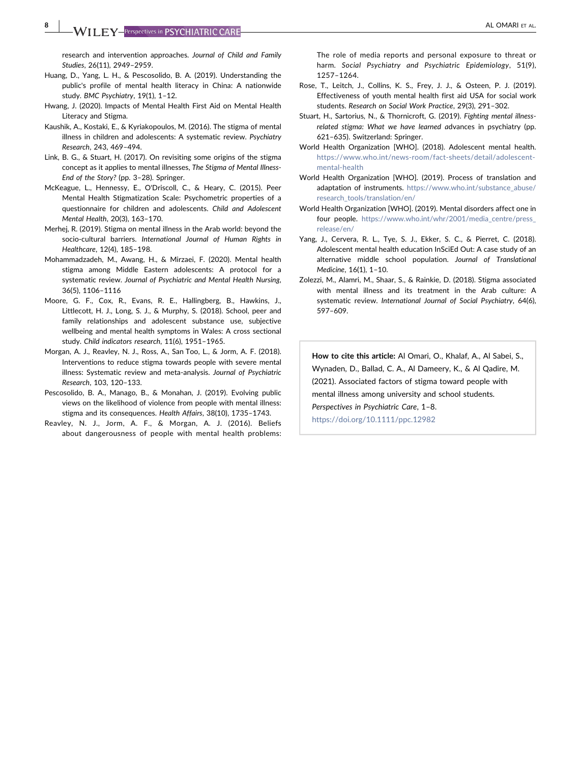research and intervention approaches. *Journal of Child and Family Studies*, 26(11), 2949–2959.

Huang, D., Yang, L. H., & Pescosolido, B. A. (2019). Understanding the public's profile of mental health literacy in China: A nationwide study. *BMC Psychiatry*, 19(1), 1–12.

Hwang, J. (2020). Impacts of Mental Health First Aid on Mental Health Literacy and Stigma.

Kaushik, A., Kostaki, E., & Kyriakopoulos, M. (2016). The stigma of mental illness in children and adolescents: A systematic review. *Psychiatry Research*, 243, 469–494.

Link, B. G., & Stuart, H. (2017). On revisiting some origins of the stigma concept as it applies to mental illnesses, *The Stigma of Mental Illness-End of the Story?* (pp. 3–28). Springer.

McKeague, L., Hennessy, E., O'Driscoll, C., & Heary, C. (2015). Peer Mental Health Stigmatization Scale: Psychometric properties of a questionnaire for children and adolescents. *Child and Adolescent Mental Health*, 20(3), 163–170.

Merhej, R. (2019). Stigma on mental illness in the Arab world: beyond the socio-cultural barriers. *International Journal of Human Rights in Healthcare*, 12(4), 185–198.

Mohammadzadeh, M., Awang, H., & Mirzaei, F. (2020). Mental health stigma among Middle Eastern adolescents: A protocol for a systematic review. *Journal of Psychiatric and Mental Health Nursing*, 36(5), 1106–1116

Moore, G. F., Cox, R., Evans, R. E., Hallingberg, B., Hawkins, J., Littlecott, H. J., Long, S. J., & Murphy, S. (2018). School, peer and family relationships and adolescent substance use, subjective wellbeing and mental health symptoms in Wales: A cross sectional study. *Child indicators research*, 11(6), 1951–1965.

Morgan, A. J., Reavley, N. J., Ross, A., San Too, L., & Jorm, A. F. (2018). Interventions to reduce stigma towards people with severe mental illness: Systematic review and meta-analysis. *Journal of Psychiatric Research*, 103, 120–133.

Pescosolido, B. A., Manago, B., & Monahan, J. (2019). Evolving public views on the likelihood of violence from people with mental illness: stigma and its consequences. *Health Affairs*, 38(10), 1735–1743.

Reavley, N. J., Jorm, A. F., & Morgan, A. J. (2016). Beliefs about dangerousness of people with mental health problems: The role of media reports and personal exposure to threat or harm. *Social Psychiatry and Psychiatric Epidemiology*, 51(9), 1257–1264.

Rose, T., Leitch, J., Collins, K. S., Frey, J. J., & Osteen, P. J. (2019). Effectiveness of youth mental health first aid USA for social work students. *Research on Social Work Practice*, 29(3), 291–302.

Stuart, H., Sartorius, N., & Thornicroft, G. (2019). *Fighting mental illness-related stigma: What we have learned* advances in psychiatry (pp. 621–635). Switzerland: Springer.

World Health Organization [WHO]. (2018). Adolescent mental health. https://www.who.int/news-room/fact-sheets/detail/adolescent-mental-health

World Health Organization [WHO]. (2019). Process of translation and adaptation of instruments. https://www.who.int/substance_abuse/research_tools/translation/en/

World Health Organization [WHO]. (2019). Mental disorders affect one in four people. https://www.who.int/whr/2001/media_centre/press_release/en/

Yang, J., Cervera, R. L., Tye, S. J., Ekker, S. C., & Pierret, C. (2018). Adolescent mental health education InSciEd Out: A case study of an alternative middle school population. *Journal of Translational Medicine*, 16(1), 1–10.

Zolezzi, M., Alamri, M., Shaar, S., & Rainkie, D. (2018). Stigma associated with mental illness and its treatment in the Arab culture: A systematic review. *International Journal of Social Psychiatry*, 64(6), 597–609.

**How to cite this article:** Al Omari, O., Khalaf, A., Al Sabei, S., Wynaden, D., Ballad, C. A., Al Dameery, K., & Al Qadire, M. (2021). Associated factors of stigma toward people with mental illness among university and school students. *Perspectives in Psychiatric Care*, 1–8. https://doi.org/10.1111/ppc.12982